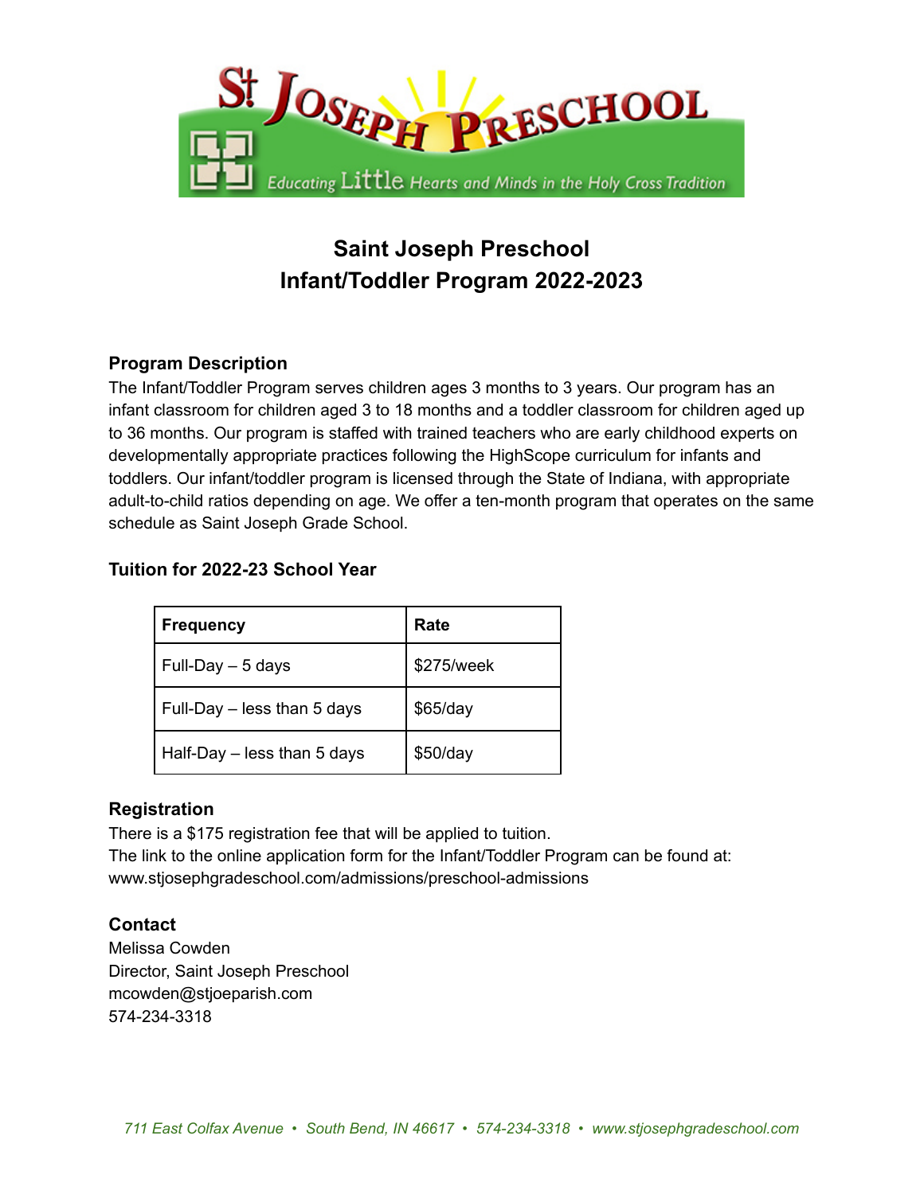# Saint Joseph Preschool
# Infant/Toddler Program 2022-2023

### Program Description

The Infant/Toddler Program serves children ages 3 months to 3 years. Our program has an infant classroom for children aged 3 to 18 months and a toddler classroom for children aged up to 36 months. Our program is staffed with trained teachers who are early childhood experts on developmentally appropriate practices following the HighScope curriculum for infants and toddlers. Our infant/toddler program is licensed through the State of Indiana, with appropriate adult-to-child ratios depending on age. We offer a ten-month program that operates on the same schedule as Saint Joseph Grade School.

### Tuition for 2022-23 School Year

| Frequency | Rate |
|---|---|
| Full-Day – 5 days | $275/week |
| Full-Day – less than 5 days | $65/day |
| Half-Day – less than 5 days | $50/day |

### Registration

There is a $175 registration fee that will be applied to tuition.
The link to the online application form for the Infant/Toddler Program can be found at:
www.stjosephgradeschool.com/admissions/preschool-admissions

### Contact

Melissa Cowden
Director, Saint Joseph Preschool
mcowden@stjoeparish.com
574-234-3318

*711 East Colfax Avenue • South Bend, IN 46617 • 574-234-3318 • www.stjosephgradeschool.com*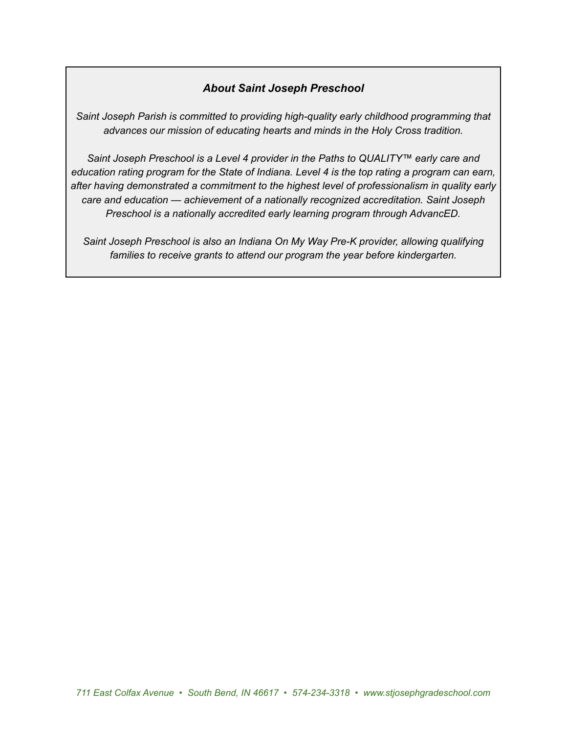### *About Saint Joseph Preschool*

*Saint Joseph Parish is committed to providing high-quality early childhood programming that advances our mission of educating hearts and minds in the Holy Cross tradition.*

*Saint Joseph Preschool is a Level 4 provider in the Paths to QUALITY™ early care and education rating program for the State of Indiana. Level 4 is the top rating a program can earn, after having demonstrated a commitment to the highest level of professionalism in quality early care and education — achievement of a nationally recognized accreditation. Saint Joseph Preschool is a nationally accredited early learning program through AdvancED.*

*Saint Joseph Preschool is also an Indiana On My Way Pre-K provider, allowing qualifying families to receive grants to attend our program the year before kindergarten.*

*711 East Colfax Avenue • South Bend, IN 46617 • 574-234-3318 • www.stjosephgradeschool.com*